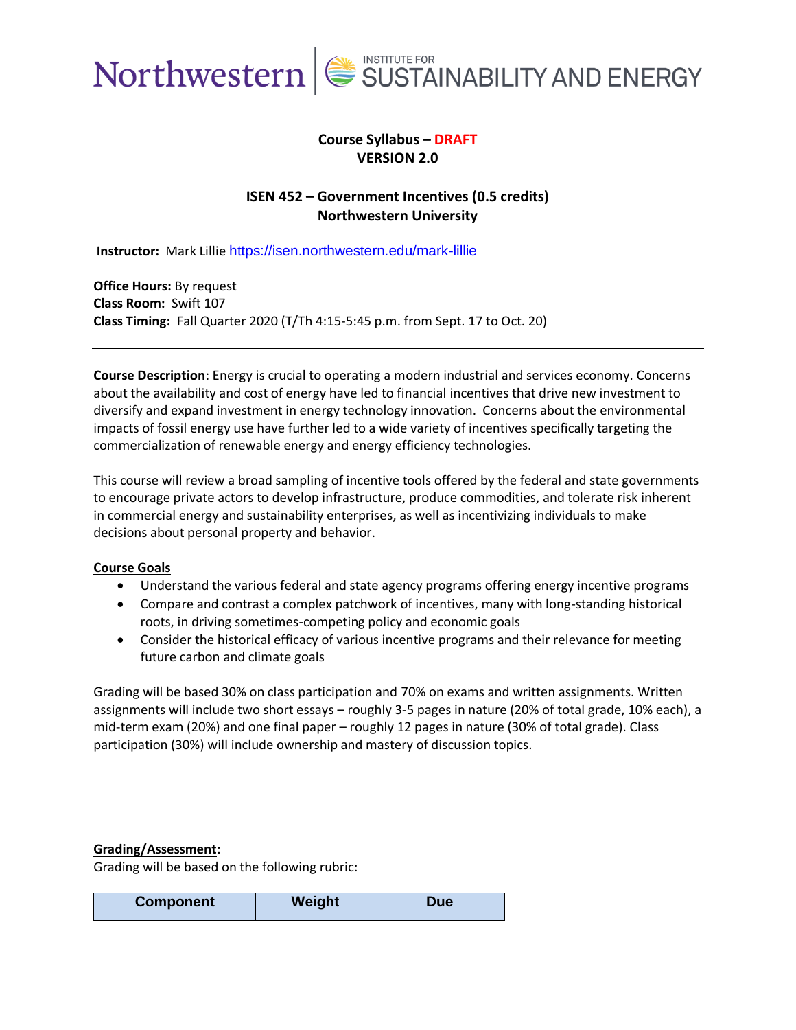Northwestern | INSTITUTE FOR SUSTAINABILITY AND ENERGY

**Course Syllabus – DRAFT**
**VERSION 2.0**

**ISEN 452 – Government Incentives (0.5 credits)**
**Northwestern University**

**Instructor:** Mark Lillie https://isen.northwestern.edu/mark-lillie

**Office Hours:** By request
**Class Room:** Swift 107
**Class Timing:** Fall Quarter 2020 (T/Th 4:15-5:45 p.m. from Sept. 17 to Oct. 20)

---

**Course Description**: Energy is crucial to operating a modern industrial and services economy. Concerns about the availability and cost of energy have led to financial incentives that drive new investment to diversify and expand investment in energy technology innovation. Concerns about the environmental impacts of fossil energy use have further led to a wide variety of incentives specifically targeting the commercialization of renewable energy and energy efficiency technologies.

This course will review a broad sampling of incentive tools offered by the federal and state governments to encourage private actors to develop infrastructure, produce commodities, and tolerate risk inherent in commercial energy and sustainability enterprises, as well as incentivizing individuals to make decisions about personal property and behavior.

**Course Goals**

- Understand the various federal and state agency programs offering energy incentive programs
- Compare and contrast a complex patchwork of incentives, many with long-standing historical roots, in driving sometimes-competing policy and economic goals
- Consider the historical efficacy of various incentive programs and their relevance for meeting future carbon and climate goals

Grading will be based 30% on class participation and 70% on exams and written assignments. Written assignments will include two short essays – roughly 3-5 pages in nature (20% of total grade, 10% each), a mid-term exam (20%) and one final paper – roughly 12 pages in nature (30% of total grade). Class participation (30%) will include ownership and mastery of discussion topics.

**Grading/Assessment**:
Grading will be based on the following rubric:

| Component | Weight | Due |
|---|---|---|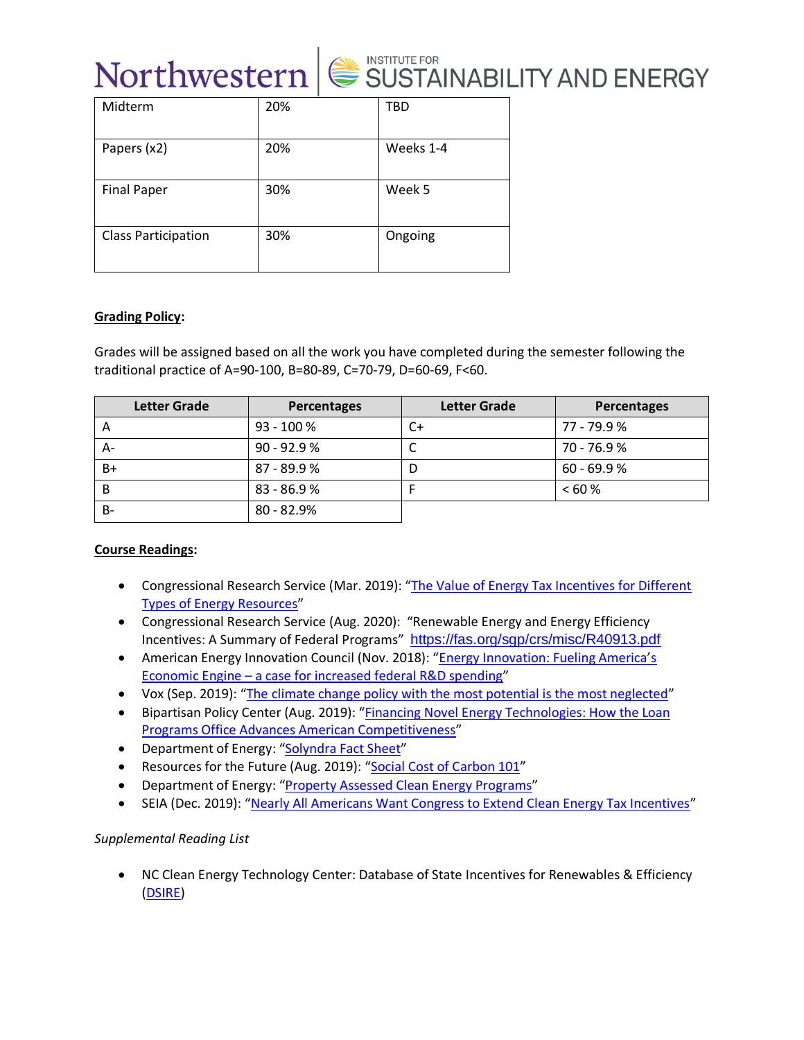| Midterm | 20% | TBD |
|---|---|---|
| Papers (x2) | 20% | Weeks 1-4 |
| Final Paper | 30% | Week 5 |
| Class Participation | 30% | Ongoing |

**Grading Policy:**

Grades will be assigned based on all the work you have completed during the semester following the traditional practice of A=90-100, B=80-89, C=70-79, D=60-69, F<60.

| Letter Grade | Percentages | Letter Grade | Percentages |
|---|---|---|---|
| A | 93 - 100 % | C+ | 77 - 79.9 % |
| A- | 90 - 92.9 % | C | 70 - 76.9 % |
| B+ | 87 - 89.9 % | D | 60 - 69.9 % |
| B | 83 - 86.9 % | F | < 60 % |
| B- | 80 - 82.9% | | |

**Course Readings:**

- Congressional Research Service (Mar. 2019): "The Value of Energy Tax Incentives for Different Types of Energy Resources"
- Congressional Research Service (Aug. 2020): "Renewable Energy and Energy Efficiency Incentives: A Summary of Federal Programs" https://fas.org/sgp/crs/misc/R40913.pdf
- American Energy Innovation Council (Nov. 2018): "Energy Innovation: Fueling America's Economic Engine – a case for increased federal R&D spending"
- Vox (Sep. 2019): "The climate change policy with the most potential is the most neglected"
- Bipartisan Policy Center (Aug. 2019): "Financing Novel Energy Technologies: How the Loan Programs Office Advances American Competitiveness"
- Department of Energy: "Solyndra Fact Sheet"
- Resources for the Future (Aug. 2019): "Social Cost of Carbon 101"
- Department of Energy: "Property Assessed Clean Energy Programs"
- SEIA (Dec. 2019): "Nearly All Americans Want Congress to Extend Clean Energy Tax Incentives"

*Supplemental Reading List*

- NC Clean Energy Technology Center: Database of State Incentives for Renewables & Efficiency (DSIRE)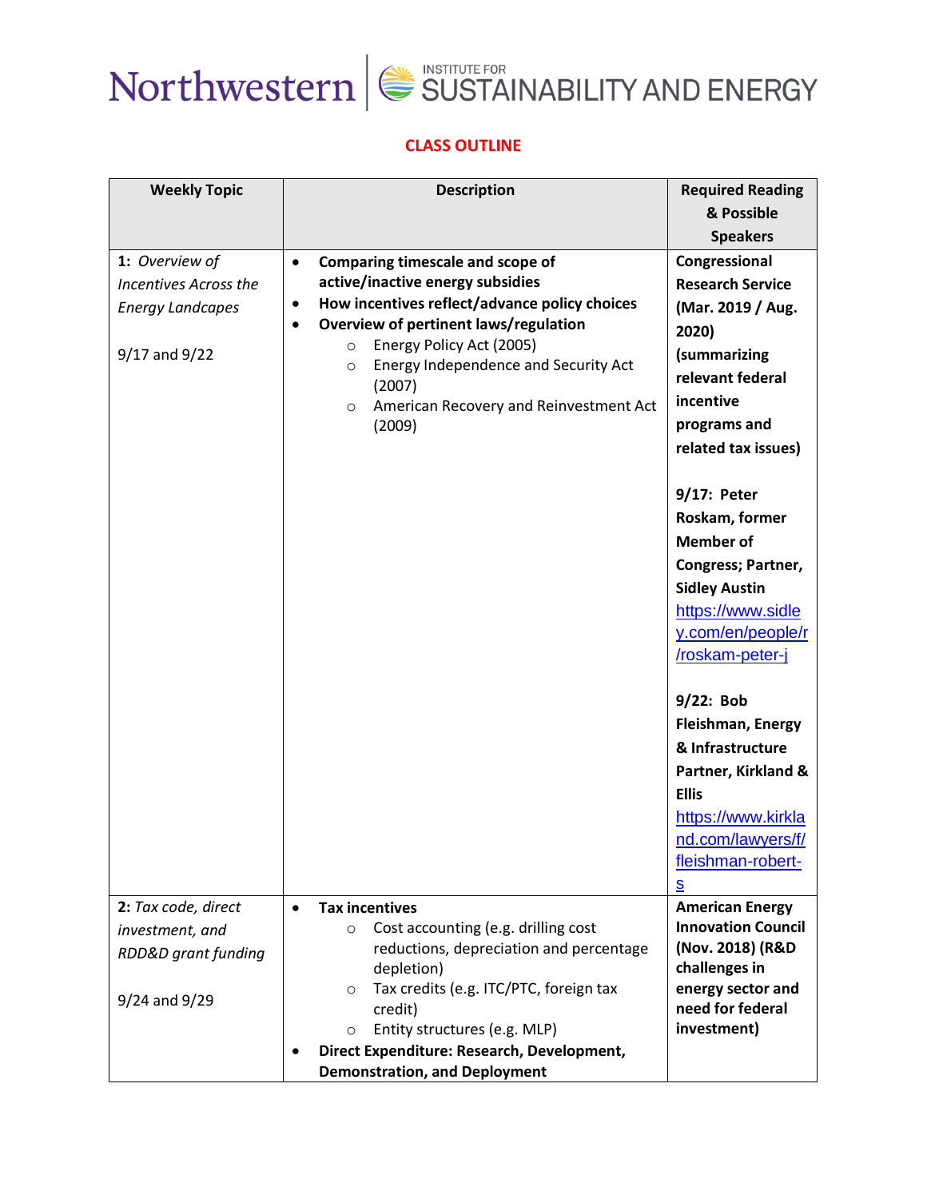Northwestern | INSTITUTE FOR SUSTAINABILITY AND ENERGY

## CLASS OUTLINE

| Weekly Topic | Description | Required Reading & Possible Speakers |
|---|---|---|
| **1:** *Overview of Incentives Across the Energy Landcapes*<br><br>9/17 and 9/22 | • **Comparing timescale and scope of active/inactive energy subsidies**<br>• **How incentives reflect/advance policy choices**<br>• **Overview of pertinent laws/regulation**<br>&nbsp;&nbsp;&nbsp;&nbsp;○ Energy Policy Act (2005)<br>&nbsp;&nbsp;&nbsp;&nbsp;○ Energy Independence and Security Act (2007)<br>&nbsp;&nbsp;&nbsp;&nbsp;○ American Recovery and Reinvestment Act (2009) | **Congressional Research Service (Mar. 2019 / Aug. 2020) (summarizing relevant federal incentive programs and related tax issues)**<br><br>**9/17: Peter Roskam, former Member of Congress; Partner, Sidley Austin**<br>https://www.sidley.com/en/people/r/roskam-peter-j<br><br>**9/22: Bob Fleishman, Energy & Infrastructure Partner, Kirkland & Ellis**<br>https://www.kirkland.com/lawyers/f/fleishman-robert-s |
| **2:** *Tax code, direct investment, and RDD&D grant funding*<br><br>9/24 and 9/29 | • **Tax incentives**<br>&nbsp;&nbsp;&nbsp;&nbsp;○ Cost accounting (e.g. drilling cost reductions, depreciation and percentage depletion)<br>&nbsp;&nbsp;&nbsp;&nbsp;○ Tax credits (e.g. ITC/PTC, foreign tax credit)<br>&nbsp;&nbsp;&nbsp;&nbsp;○ Entity structures (e.g. MLP)<br>• **Direct Expenditure: Research, Development, Demonstration, and Deployment** | **American Energy Innovation Council (Nov. 2018) (R&D challenges in energy sector and need for federal investment)** |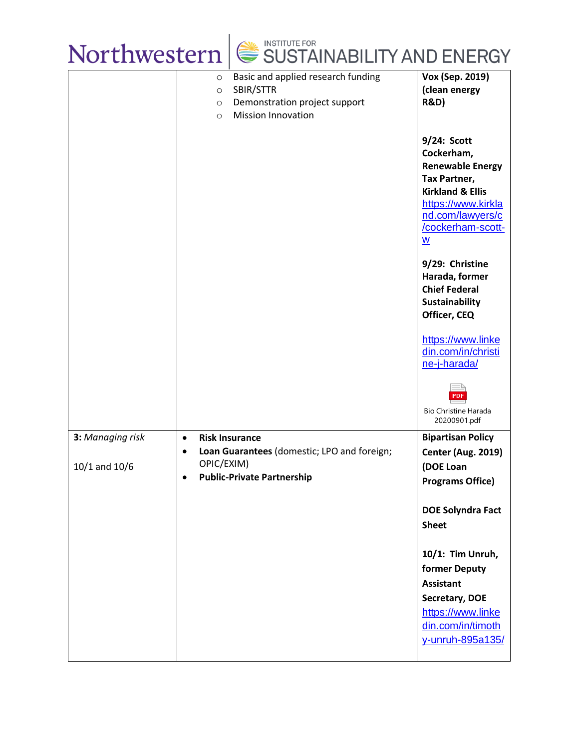| | | |
|---|---|---|
| | ○ Basic and applied research funding<br>○ SBIR/STTR<br>○ Demonstration project support<br>○ Mission Innovation | **Vox (Sep. 2019) (clean energy R&D)**<br><br>**9/24: Scott Cockerham, Renewable Energy Tax Partner, Kirkland & Ellis** https://www.kirkland.com/lawyers/c/cockerham-scott-w<br><br>**9/29: Christine Harada, former Chief Federal Sustainability Officer, CEQ**<br><br>https://www.linkedin.com/in/christine-j-harada/<br><br>Bio Christine Harada 20200901.pdf |
| **3:** *Managing risk*<br><br>10/1 and 10/6 | • **Risk Insurance**<br>• **Loan Guarantees** (domestic; LPO and foreign; OPIC/EXIM)<br>• **Public-Private Partnership** | **Bipartisan Policy Center (Aug. 2019) (DOE Loan Programs Office)**<br><br>**DOE Solyndra Fact Sheet**<br><br>**10/1: Tim Unruh, former Deputy Assistant Secretary, DOE** https://www.linkedin.com/in/timothy-unruh-895a135/ |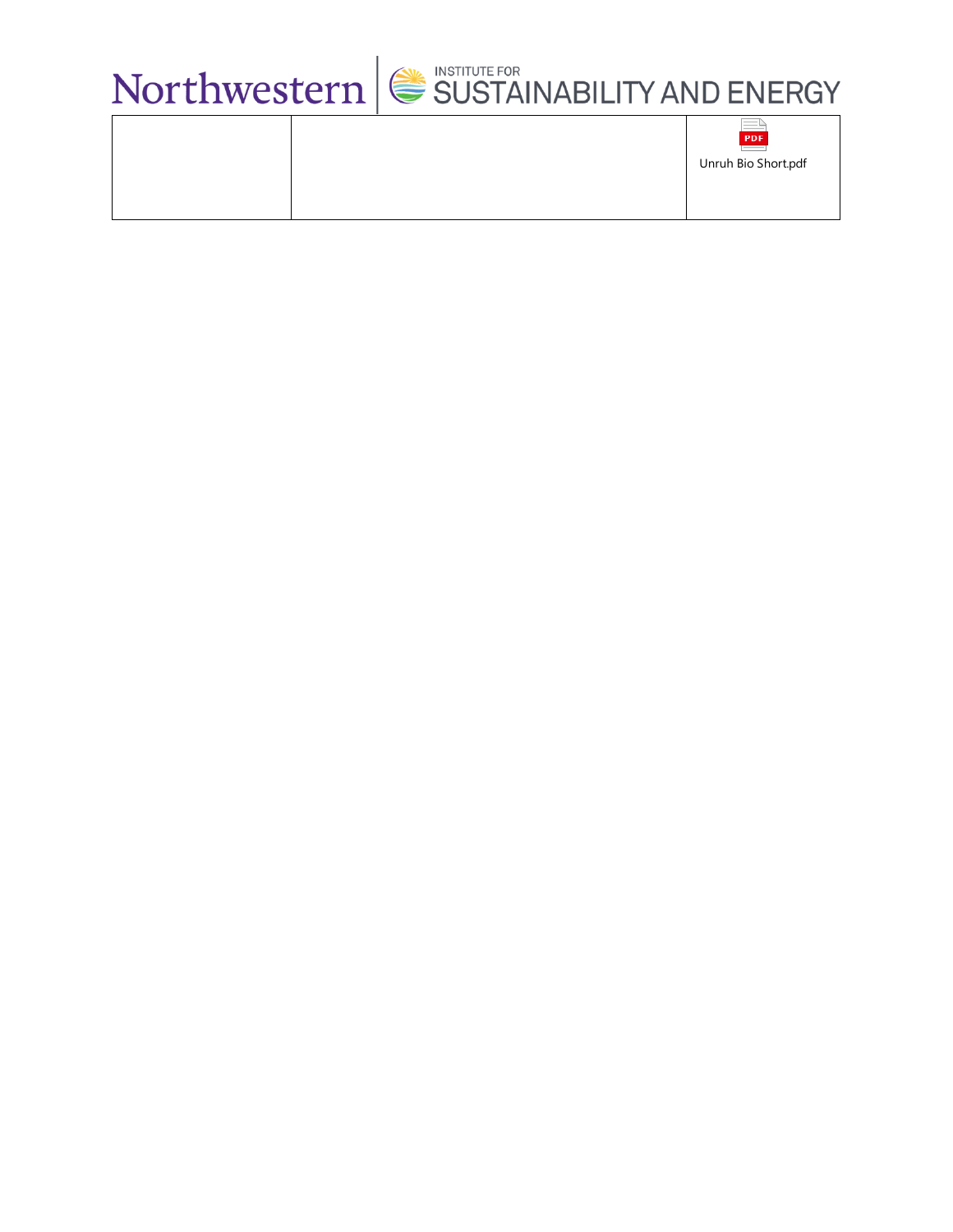|  |  | Unruh Bio Short.pdf |
|---|---|---|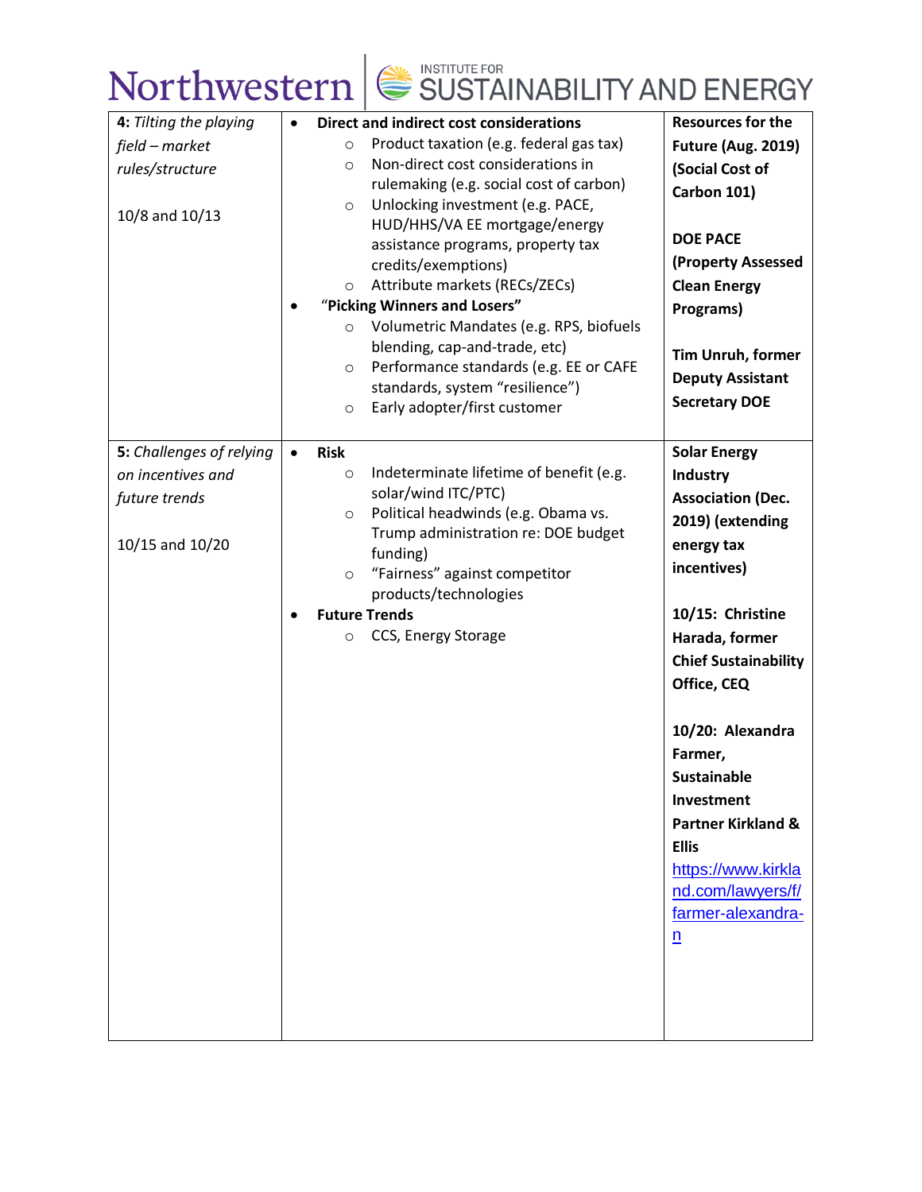| | | |
|---|---|---|
| **4:** *Tilting the playing field – market rules/structure*<br><br>10/8 and 10/13 | • **Direct and indirect cost considerations**<br>  ○ Product taxation (e.g. federal gas tax)<br>  ○ Non-direct cost considerations in rulemaking (e.g. social cost of carbon)<br>  ○ Unlocking investment (e.g. PACE, HUD/HHS/VA EE mortgage/energy assistance programs, property tax credits/exemptions)<br>  ○ Attribute markets (RECs/ZECs)<br>• "**Picking Winners and Losers"**<br>  ○ Volumetric Mandates (e.g. RPS, biofuels blending, cap-and-trade, etc)<br>  ○ Performance standards (e.g. EE or CAFE standards, system "resilience")<br>  ○ Early adopter/first customer | **Resources for the Future (Aug. 2019) (Social Cost of Carbon 101)**<br><br>**DOE PACE (Property Assessed Clean Energy Programs)**<br><br>**Tim Unruh, former Deputy Assistant Secretary DOE** |
| **5:** *Challenges of relying on incentives and future trends*<br><br>10/15 and 10/20 | • **Risk**<br>  ○ Indeterminate lifetime of benefit (e.g. solar/wind ITC/PTC)<br>  ○ Political headwinds (e.g. Obama vs. Trump administration re: DOE budget funding)<br>  ○ "Fairness" against competitor products/technologies<br>• **Future Trends**<br>  ○ CCS, Energy Storage | **Solar Energy Industry Association (Dec. 2019) (extending energy tax incentives)**<br><br>**10/15: Christine Harada, former Chief Sustainability Office, CEQ**<br><br>**10/20: Alexandra Farmer, Sustainable Investment Partner Kirkland & Ellis**<br>https://www.kirkland.com/lawyers/f/farmer-alexandra-n |